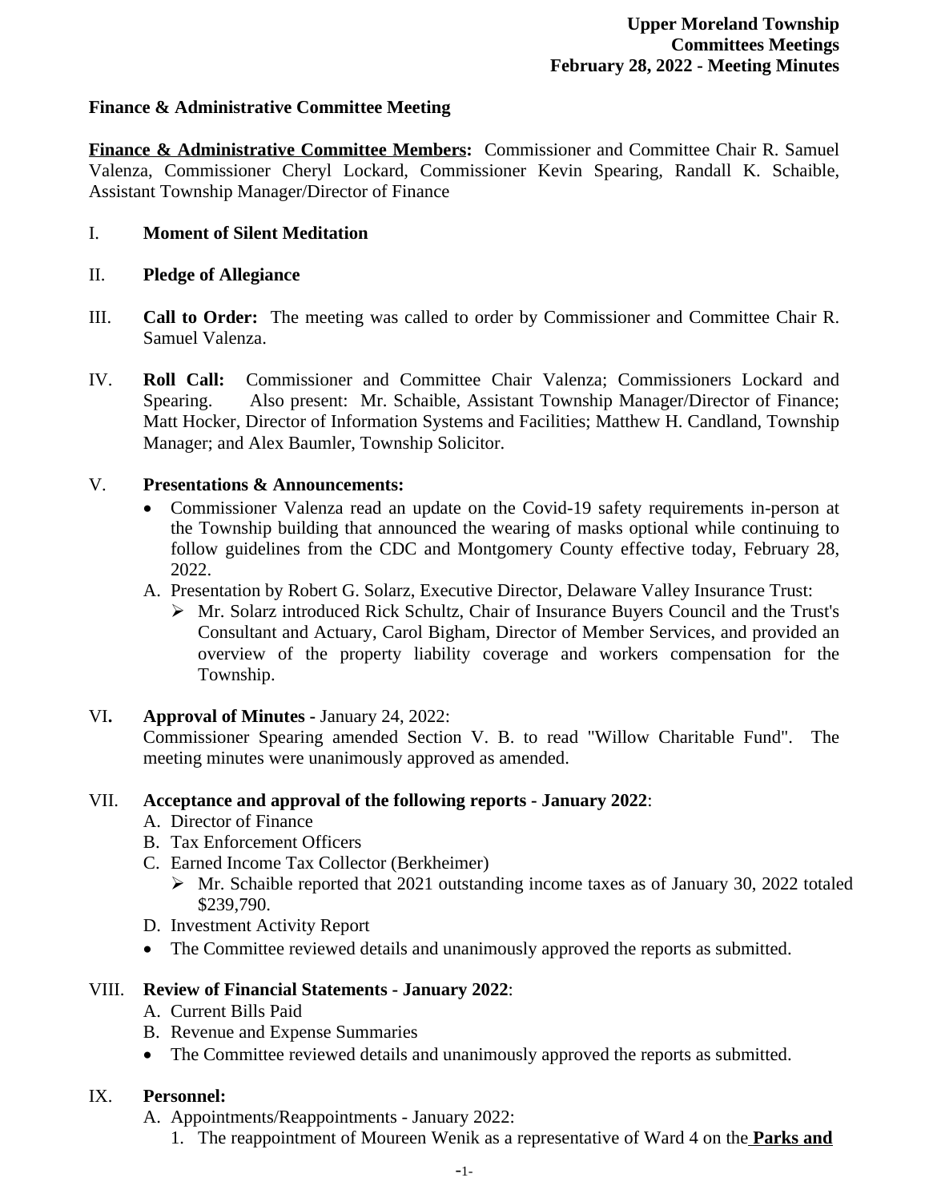**Upper Moreland Township**
**Committees Meetings**
**February 28, 2022 - Meeting Minutes**

**Finance & Administrative Committee Meeting**

**Finance & Administrative Committee Members:** Commissioner and Committee Chair R. Samuel Valenza, Commissioner Cheryl Lockard, Commissioner Kevin Spearing, Randall K. Schaible, Assistant Township Manager/Director of Finance

I. **Moment of Silent Meditation**

II. **Pledge of Allegiance**

III. **Call to Order:** The meeting was called to order by Commissioner and Committee Chair R. Samuel Valenza.

IV. **Roll Call:** Commissioner and Committee Chair Valenza; Commissioners Lockard and Spearing. Also present: Mr. Schaible, Assistant Township Manager/Director of Finance; Matt Hocker, Director of Information Systems and Facilities; Matthew H. Candland, Township Manager; and Alex Baumler, Township Solicitor.

V. **Presentations & Announcements:**
- Commissioner Valenza read an update on the Covid-19 safety requirements in-person at the Township building that announced the wearing of masks optional while continuing to follow guidelines from the CDC and Montgomery County effective today, February 28, 2022.

A. Presentation by Robert G. Solarz, Executive Director, Delaware Valley Insurance Trust:
   - Mr. Solarz introduced Rick Schultz, Chair of Insurance Buyers Council and the Trust's Consultant and Actuary, Carol Bigham, Director of Member Services, and provided an overview of the property liability coverage and workers compensation for the Township.

VI. **Approval of Minutes -** January 24, 2022:
Commissioner Spearing amended Section V. B. to read "Willow Charitable Fund". The meeting minutes were unanimously approved as amended.

VII. **Acceptance and approval of the following reports - January 2022**:

A. Director of Finance
B. Tax Enforcement Officers
C. Earned Income Tax Collector (Berkheimer)
   - Mr. Schaible reported that 2021 outstanding income taxes as of January 30, 2022 totaled $239,790.

D. Investment Activity Report
- The Committee reviewed details and unanimously approved the reports as submitted.

VIII. **Review of Financial Statements - January 2022**:

A. Current Bills Paid
B. Revenue and Expense Summaries
- The Committee reviewed details and unanimously approved the reports as submitted.

IX. **Personnel:**

A. Appointments/Reappointments - January 2022:
   1. The reappointment of Moureen Wenik as a representative of Ward 4 on the **Parks and**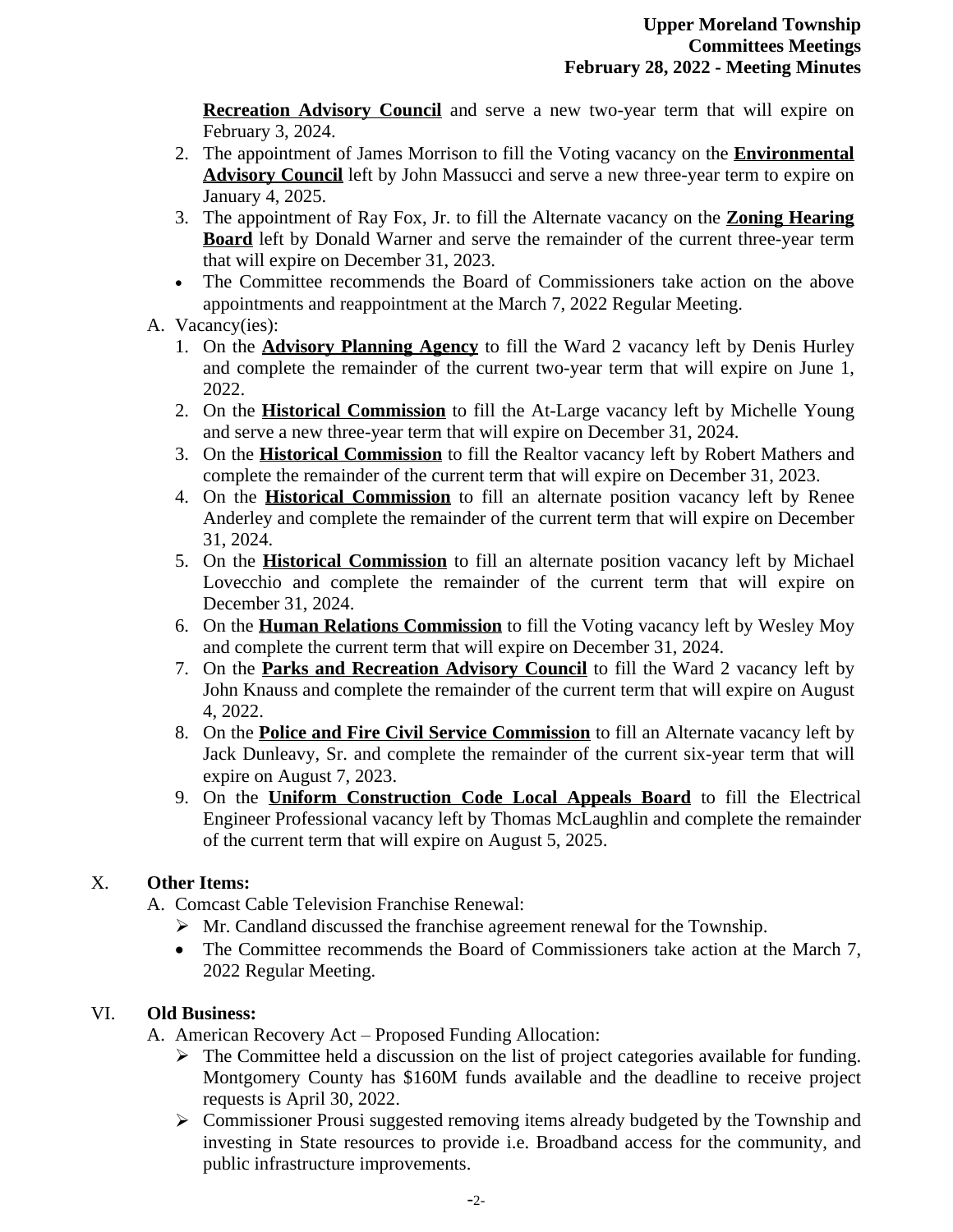**Recreation Advisory Council** and serve a new two-year term that will expire on February 3, 2024.

2. The appointment of James Morrison to fill the Voting vacancy on the **Environmental Advisory Council** left by John Massucci and serve a new three-year term to expire on January 4, 2025.
3. The appointment of Ray Fox, Jr. to fill the Alternate vacancy on the **Zoning Hearing Board** left by Donald Warner and serve the remainder of the current three-year term that will expire on December 31, 2023.

- The Committee recommends the Board of Commissioners take action on the above appointments and reappointment at the March 7, 2022 Regular Meeting.

A. Vacancy(ies):

1. On the **Advisory Planning Agency** to fill the Ward 2 vacancy left by Denis Hurley and complete the remainder of the current two-year term that will expire on June 1, 2022.
2. On the **Historical Commission** to fill the At-Large vacancy left by Michelle Young and serve a new three-year term that will expire on December 31, 2024.
3. On the **Historical Commission** to fill the Realtor vacancy left by Robert Mathers and complete the remainder of the current term that will expire on December 31, 2023.
4. On the **Historical Commission** to fill an alternate position vacancy left by Renee Anderley and complete the remainder of the current term that will expire on December 31, 2024.
5. On the **Historical Commission** to fill an alternate position vacancy left by Michael Lovecchio and complete the remainder of the current term that will expire on December 31, 2024.
6. On the **Human Relations Commission** to fill the Voting vacancy left by Wesley Moy and complete the current term that will expire on December 31, 2024.
7. On the **Parks and Recreation Advisory Council** to fill the Ward 2 vacancy left by John Knauss and complete the remainder of the current term that will expire on August 4, 2022.
8. On the **Police and Fire Civil Service Commission** to fill an Alternate vacancy left by Jack Dunleavy, Sr. and complete the remainder of the current six-year term that will expire on August 7, 2023.
9. On the **Uniform Construction Code Local Appeals Board** to fill the Electrical Engineer Professional vacancy left by Thomas McLaughlin and complete the remainder of the current term that will expire on August 5, 2025.

## X. Other Items:

A. Comcast Cable Television Franchise Renewal:

- ➢ Mr. Candland discussed the franchise agreement renewal for the Township.
- The Committee recommends the Board of Commissioners take action at the March 7, 2022 Regular Meeting.

## VI. Old Business:

A. American Recovery Act – Proposed Funding Allocation:

- ➢ The Committee held a discussion on the list of project categories available for funding. Montgomery County has $160M funds available and the deadline to receive project requests is April 30, 2022.
- ➢ Commissioner Prousi suggested removing items already budgeted by the Township and investing in State resources to provide i.e. Broadband access for the community, and public infrastructure improvements.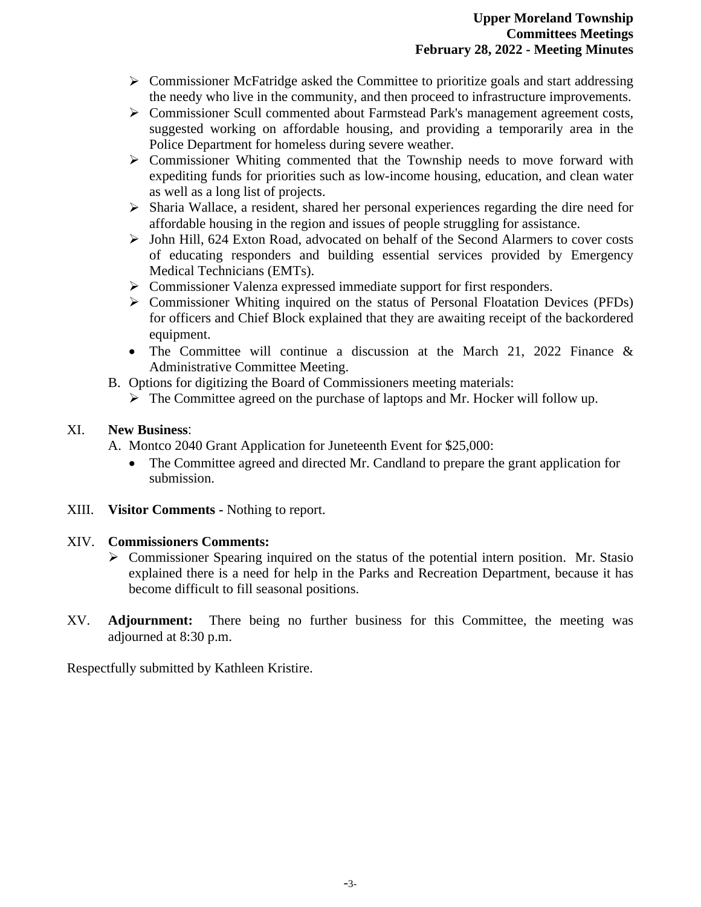- Commissioner McFatridge asked the Committee to prioritize goals and start addressing the needy who live in the community, and then proceed to infrastructure improvements.
- Commissioner Scull commented about Farmstead Park's management agreement costs, suggested working on affordable housing, and providing a temporarily area in the Police Department for homeless during severe weather.
- Commissioner Whiting commented that the Township needs to move forward with expediting funds for priorities such as low-income housing, education, and clean water as well as a long list of projects.
- Sharia Wallace, a resident, shared her personal experiences regarding the dire need for affordable housing in the region and issues of people struggling for assistance.
- John Hill, 624 Exton Road, advocated on behalf of the Second Alarmers to cover costs of educating responders and building essential services provided by Emergency Medical Technicians (EMTs).
- Commissioner Valenza expressed immediate support for first responders.
- Commissioner Whiting inquired on the status of Personal Floatation Devices (PFDs) for officers and Chief Block explained that they are awaiting receipt of the backordered equipment.
- The Committee will continue a discussion at the March 21, 2022 Finance & Administrative Committee Meeting.

B. Options for digitizing the Board of Commissioners meeting materials:
   - The Committee agreed on the purchase of laptops and Mr. Hocker will follow up.

XI. **New Business**:

A. Montco 2040 Grant Application for Juneteenth Event for $25,000:
   - The Committee agreed and directed Mr. Candland to prepare the grant application for submission.

XIII. **Visitor Comments** - Nothing to report.

XIV. **Commissioners Comments:**

- Commissioner Spearing inquired on the status of the potential intern position. Mr. Stasio explained there is a need for help in the Parks and Recreation Department, because it has become difficult to fill seasonal positions.

XV. **Adjournment:** There being no further business for this Committee, the meeting was adjourned at 8:30 p.m.

Respectfully submitted by Kathleen Kristire.